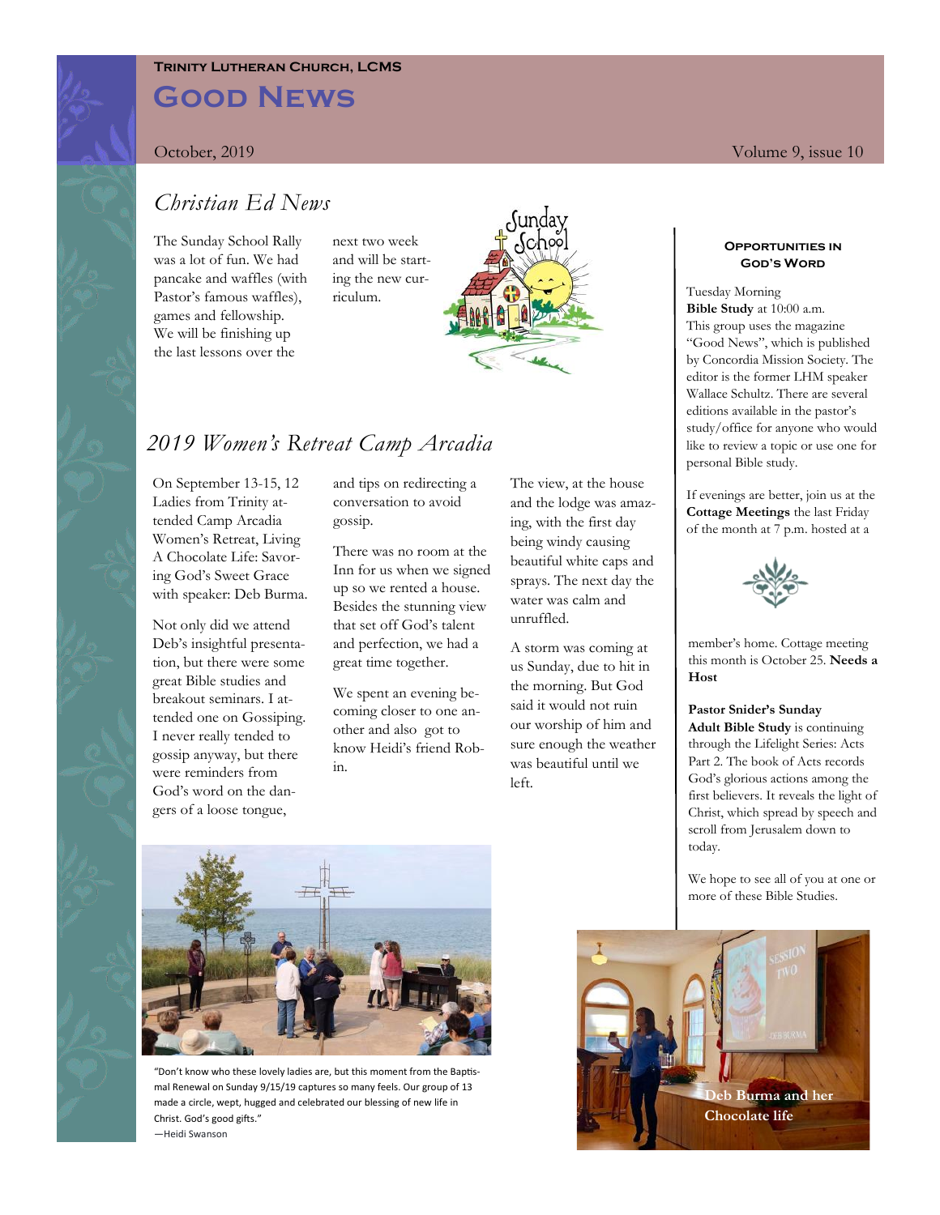**Trinity Lutheran Church, LCMS**

# Good News

October, 2019 Volume 9, issue 10

## Christian Ed News

The Sunday School Rally was a lot of fun. We had pancake and waffles (with Pastor's famous waffles), games and fellowship. We will be finishing up the last lessons over the next two week and will be starting the new curriculum.

## 2019 Women's Retreat Camp Arcadia

On September 13-15, 12 Ladies from Trinity attended Camp Arcadia Women's Retreat, Living A Chocolate Life: Savoring God's Sweet Grace with speaker: Deb Burma.

Not only did we attend Deb's insightful presentation, but there were some great Bible studies and breakout seminars. I attended one on Gossiping. I never really tended to gossip anyway, but there were reminders from God's word on the dangers of a loose tongue, and tips on redirecting a conversation to avoid gossip.

There was no room at the Inn for us when we signed up so we rented a house. Besides the stunning view that set off God's talent and perfection, we had a great time together.

We spent an evening becoming closer to one another and also got to know Heidi's friend Robin.

The view, at the house and the lodge was amazing, with the first day being windy causing beautiful white caps and sprays. The next day the water was calm and unruffled.

A storm was coming at us Sunday, due to hit in the morning. But God said it would not ruin our worship of him and sure enough the weather was beautiful until we left.

"Don't know who these lovely ladies are, but this moment from the Baptismal Renewal on Sunday 9/15/19 captures so many feels. Our group of 13 made a circle, wept, hugged and celebrated our blessing of new life in Christ. God's good gifts."
—Heidi Swanson

**Deb Burma and her Chocolate life**

### Opportunities in God's Word

Tuesday Morning **Bible Study** at 10:00 a.m. This group uses the magazine "Good News", which is published by Concordia Mission Society. The editor is the former LHM speaker Wallace Schultz. There are several editions available in the pastor's study/office for anyone who would like to review a topic or use one for personal Bible study.

If evenings are better, join us at the **Cottage Meetings** the last Friday of the month at 7 p.m. hosted at a member's home. Cottage meeting this month is October 25. **Needs a Host**

**Pastor Snider's Sunday Adult Bible Study** is continuing through the Lifelight Series: Acts Part 2. The book of Acts records God's glorious actions among the first believers. It reveals the light of Christ, which spread by speech and scroll from Jerusalem down to today.

We hope to see all of you at one or more of these Bible Studies.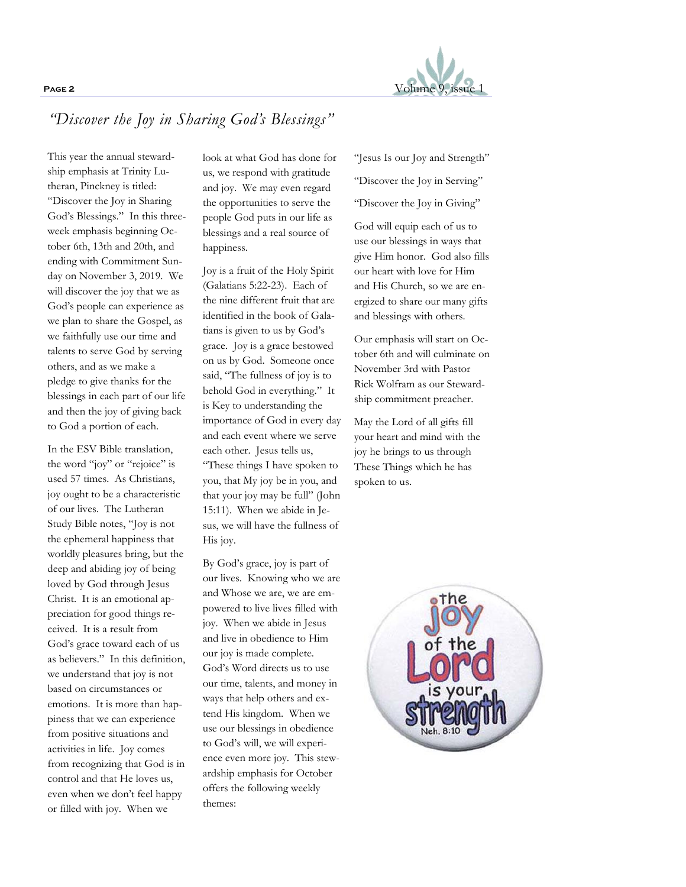## *"Discover the Joy in Sharing God's Blessings"*

This year the annual stewardship emphasis at Trinity Lutheran, Pinckney is titled: "Discover the Joy in Sharing God's Blessings." In this three-week emphasis beginning October 6th, 13th and 20th, and ending with Commitment Sunday on November 3, 2019. We will discover the joy that we as God's people can experience as we plan to share the Gospel, as we faithfully use our time and talents to serve God by serving others, and as we make a pledge to give thanks for the blessings in each part of our life and then the joy of giving back to God a portion of each.

In the ESV Bible translation, the word "joy" or "rejoice" is used 57 times. As Christians, joy ought to be a characteristic of our lives. The Lutheran Study Bible notes, "Joy is not the ephemeral happiness that worldly pleasures bring, but the deep and abiding joy of being loved by God through Jesus Christ. It is an emotional appreciation for good things received. It is a result from God's grace toward each of us as believers." In this definition, we understand that joy is not based on circumstances or emotions. It is more than happiness that we can experience from positive situations and activities in life. Joy comes from recognizing that God is in control and that He loves us, even when we don't feel happy or filled with joy. When we look at what God has done for us, we respond with gratitude and joy. We may even regard the opportunities to serve the people God puts in our life as blessings and a real source of happiness.

Joy is a fruit of the Holy Spirit (Galatians 5:22-23). Each of the nine different fruit that are identified in the book of Galatians is given to us by God's grace. Joy is a grace bestowed on us by God. Someone once said, "The fullness of joy is to behold God in everything." It is Key to understanding the importance of God in every day and each event where we serve each other. Jesus tells us, "These things I have spoken to you, that My joy be in you, and that your joy may be full" (John 15:11). When we abide in Jesus, we will have the fullness of His joy.

By God's grace, joy is part of our lives. Knowing who we are and Whose we are, we are empowered to live lives filled with joy. When we abide in Jesus and live in obedience to Him our joy is made complete. God's Word directs us to use our time, talents, and money in ways that help others and extend His kingdom. When we use our blessings in obedience to God's will, we will experience even more joy. This stewardship emphasis for October offers the following weekly themes:

"Jesus Is our Joy and Strength"

"Discover the Joy in Serving"

"Discover the Joy in Giving"

God will equip each of us to use our blessings in ways that give Him honor. God also fills our heart with love for Him and His Church, so we are energized to share our many gifts and blessings with others.

Our emphasis will start on October 6th and will culminate on November 3rd with Pastor Rick Wolfram as our Stewardship commitment preacher.

May the Lord of all gifts fill your heart and mind with the joy he brings to us through These Things which he has spoken to us.

the joy of the Lord is your strength
Neh. 8:10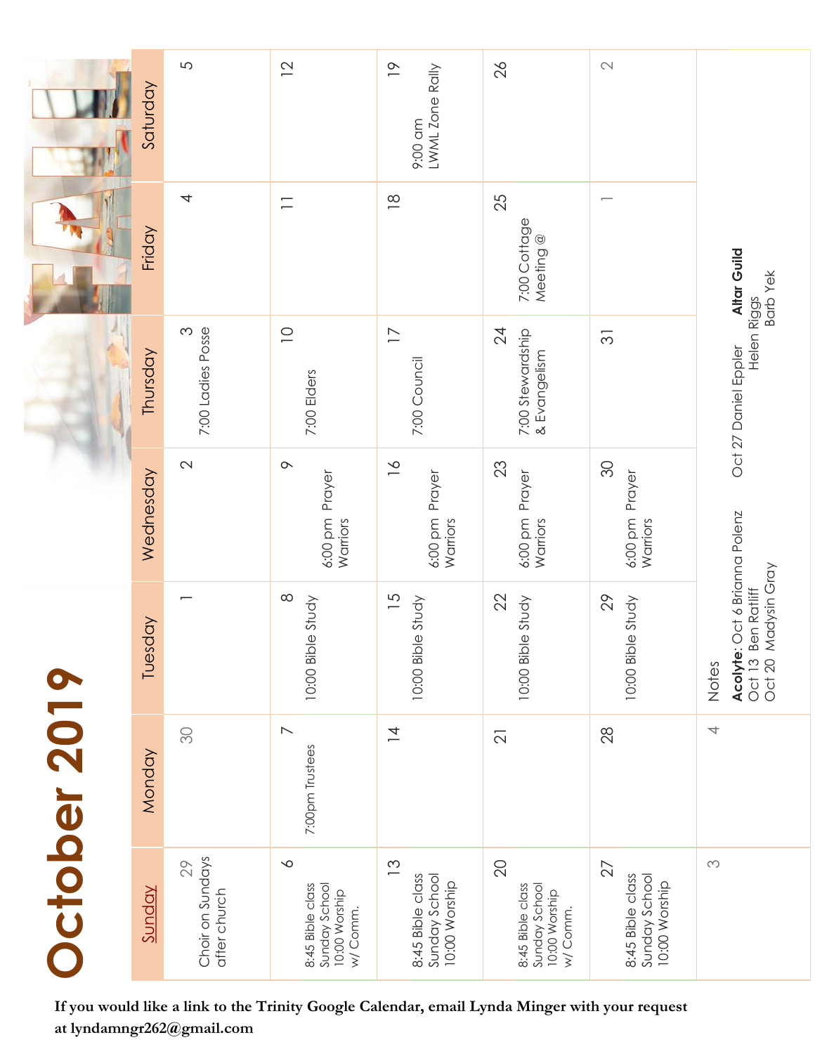# October 2019

| Sunday | Monday | Tuesday | Wednesday | Thursday | Friday | Saturday |
|---|---|---|---|---|---|---|
| 29 Choir on Sundays after church | 30 | 1 | 2 | 3 7:00 Ladies Posse | 4 | 5 |
| 6 8:45 Bible class Sunday School 10:00 Worship w/ Comm. | 7 7:00pm Trustees | 8 10:00 Bible Study | 9 6:00 pm Prayer Warriors | 10 7:00 Elders | 11 | 12 |
| 13 8:45 Bible class Sunday School 10:00 Worship | 14 | 15 10:00 Bible Study | 16 6:00 pm Prayer Warriors | 17 7:00 Council | 18 | 19 9:00 am LWML Zone Rally |
| 20 8:45 Bible class Sunday School 10:00 Worship w/ Comm. | 21 | 22 10:00 Bible Study | 23 6:00 pm Prayer Warriors | 24 7:00 Stewardship & Evangelism | 25 7:00 Cottage Meeting @ | 26 |
| 27 8:45 Bible class Sunday School 10:00 Worship | 28 | 29 10:00 Bible Study | 30 6:00 pm Prayer Warriors | 31 | 1 | 2 |
| 3 | 4 | Notes | | | | |

Notes

**Acolyte**: Oct 6 Brianna Polenz
Oct 13 Ben Ratliff
Oct 20 Madysin Gray
Oct 27 Daniel Eppler

**Altar Guild**
Helen Riggs
Barb Yek

**If you would like a link to the Trinity Google Calendar, email Lynda Minger with your request at lyndamngr262@gmail.com**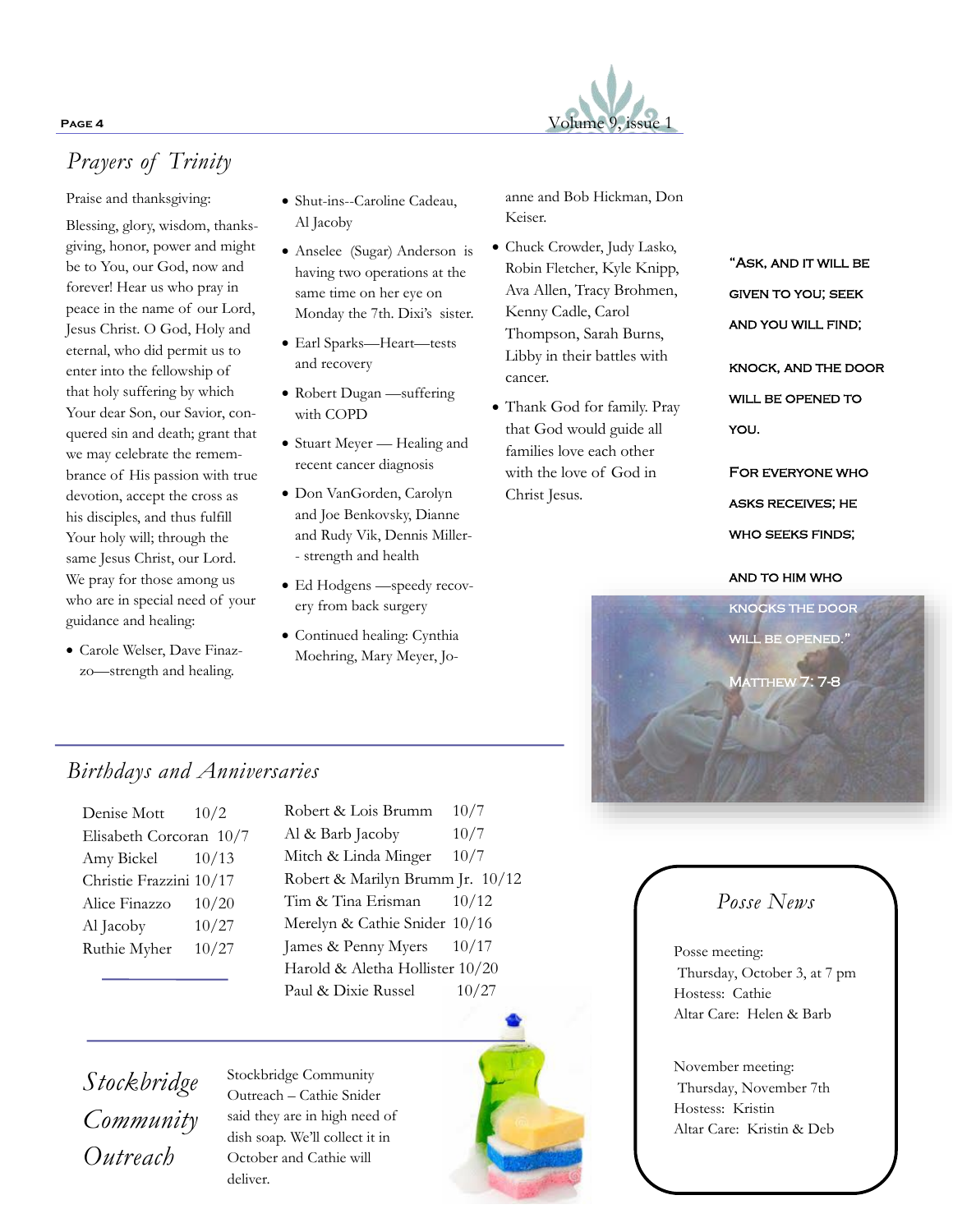## Prayers of Trinity

Praise and thanksgiving:

Blessing, glory, wisdom, thanksgiving, honor, power and might be to You, our God, now and forever! Hear us who pray in peace in the name of our Lord, Jesus Christ. O God, Holy and eternal, who did permit us to enter into the fellowship of that holy suffering by which Your dear Son, our Savior, conquered sin and death; grant that we may celebrate the remembrance of His passion with true devotion, accept the cross as his disciples, and thus fulfill Your holy will; through the same Jesus Christ, our Lord. We pray for those among us who are in special need of your guidance and healing:

- Carole Welser, Dave Finazzo—strength and healing.
- Shut-ins--Caroline Cadeau, Al Jacoby
- Anselee (Sugar) Anderson is having two operations at the same time on her eye on Monday the 7th. Dixi's sister.
- Earl Sparks—Heart—tests and recovery
- Robert Dugan —suffering with COPD
- Stuart Meyer — Healing and recent cancer diagnosis
- Don VanGorden, Carolyn and Joe Benkovsky, Dianne and Rudy Vik, Dennis Miller-- strength and health
- Ed Hodgens —speedy recovery from back surgery
- Continued healing: Cynthia Moehring, Mary Meyer, Joanne and Bob Hickman, Don Keiser.
- Chuck Crowder, Judy Lasko, Robin Fletcher, Kyle Knipp, Ava Allen, Tracy Brohmen, Kenny Cadle, Carol Thompson, Sarah Burns, Libby in their battles with cancer.
- Thank God for family. Pray that God would guide all families love each other with the love of God in Christ Jesus.

"ASK, AND IT WILL BE GIVEN TO YOU; SEEK AND YOU WILL FIND;

KNOCK, AND THE DOOR WILL BE OPENED TO YOU.

FOR EVERYONE WHO ASKS RECEIVES; HE WHO SEEKS FINDS;

AND TO HIM WHO KNOCKS THE DOOR WILL BE OPENED."

MATTHEW 7: 7-8

## Birthdays and Anniversaries

| Name | Date |
|---|---|
| Denise Mott | 10/2 |
| Elisabeth Corcoran | 10/7 |
| Amy Bickel | 10/13 |
| Christie Frazzini | 10/17 |
| Alice Finazzo | 10/20 |
| Al Jacoby | 10/27 |
| Ruthie Myher | 10/27 |

| Name | Date |
|---|---|
| Robert & Lois Brumm | 10/7 |
| Al & Barb Jacoby | 10/7 |
| Mitch & Linda Minger | 10/7 |
| Robert & Marilyn Brumm Jr. | 10/12 |
| Tim & Tina Erisman | 10/12 |
| Merelyn & Cathie Snider | 10/16 |
| James & Penny Myers | 10/17 |
| Harold & Aletha Hollister | 10/20 |
| Paul & Dixie Russel | 10/27 |

## Posse News

Posse meeting:
Thursday, October 3, at 7 pm
Hostess: Cathie
Altar Care: Helen & Barb

November meeting:
Thursday, November 7th
Hostess: Kristin
Altar Care: Kristin & Deb

## Stockbridge Community Outreach

Stockbridge Community Outreach – Cathie Snider said they are in high need of dish soap. We'll collect it in October and Cathie will deliver.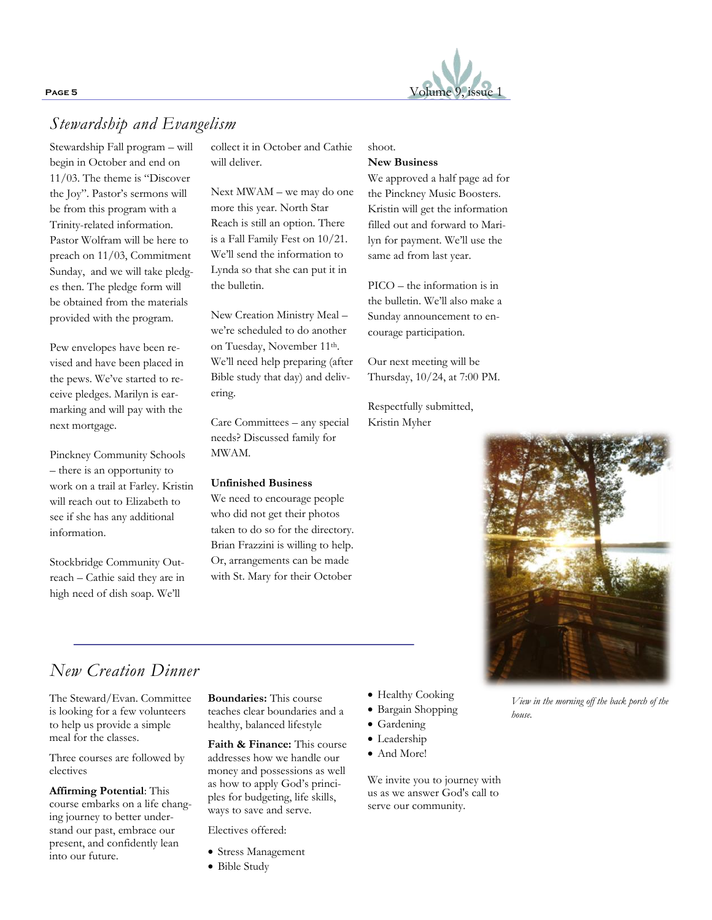## *Stewardship and Evangelism*

Stewardship Fall program – will begin in October and end on 11/03. The theme is "Discover the Joy". Pastor's sermons will be from this program with a Trinity-related information. Pastor Wolfram will be here to preach on 11/03, Commitment Sunday, and we will take pledges then. The pledge form will be obtained from the materials provided with the program.

Pew envelopes have been revised and have been placed in the pews. We've started to receive pledges. Marilyn is earmarking and will pay with the next mortgage.

Pinckney Community Schools – there is an opportunity to work on a trail at Farley. Kristin will reach out to Elizabeth to see if she has any additional information.

Stockbridge Community Outreach – Cathie said they are in high need of dish soap. We'll collect it in October and Cathie will deliver.

Next MWAM – we may do one more this year. North Star Reach is still an option. There is a Fall Family Fest on 10/21. We'll send the information to Lynda so that she can put it in the bulletin.

New Creation Ministry Meal – we're scheduled to do another on Tuesday, November 11th. We'll need help preparing (after Bible study that day) and delivering.

Care Committees – any special needs? Discussed family for MWAM.

**Unfinished Business**

We need to encourage people who did not get their photos taken to do so for the directory. Brian Frazzini is willing to help. Or, arrangements can be made with St. Mary for their October shoot.

**New Business**

We approved a half page ad for the Pinckney Music Boosters. Kristin will get the information filled out and forward to Marilyn for payment. We'll use the same ad from last year.

PICO – the information is in the bulletin. We'll also make a Sunday announcement to encourage participation.

Our next meeting will be Thursday, 10/24, at 7:00 PM.

Respectfully submitted,
Kristin Myher

*View in the morning off the back porch of the house.*

## *New Creation Dinner*

The Steward/Evan. Committee is looking for a few volunteers to help us provide a simple meal for the classes.

Three courses are followed by electives

**Affirming Potential**: This course embarks on a life changing journey to better understand our past, embrace our present, and confidently lean into our future.

**Boundaries:** This course teaches clear boundaries and a healthy, balanced lifestyle

**Faith & Finance:** This course addresses how we handle our money and possessions as well as how to apply God's principles for budgeting, life skills, ways to save and serve.

Electives offered:

- Stress Management
- Bible Study
- Healthy Cooking
- Bargain Shopping
- Gardening
- Leadership
- And More!

We invite you to journey with us as we answer God's call to serve our community.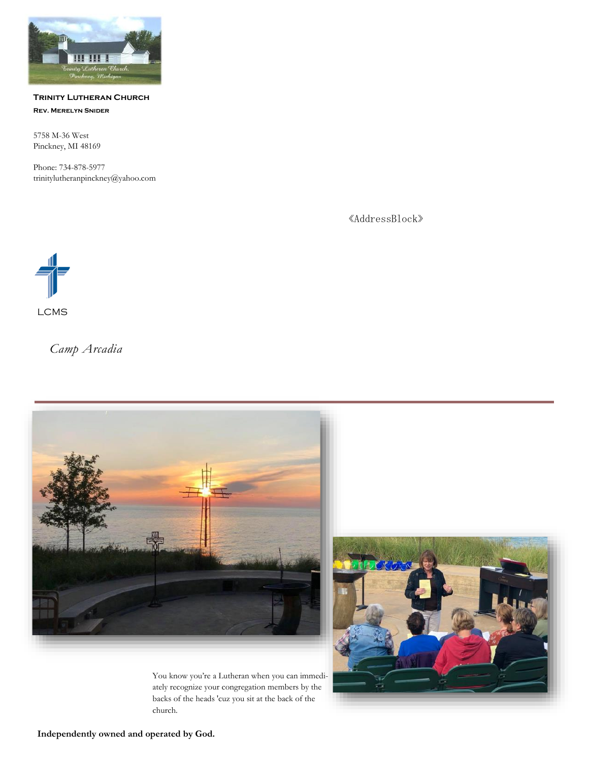**Trinity Lutheran Church**

**Rev. Merelyn Snider**

5758 M-36 West
Pinckney, MI 48169

Phone: 734-878-5977
trinitylutheranpinckney@yahoo.com

《AddressBlock》

LCMS

*Camp Arcadia*

You know you're a Lutheran when you can immediately recognize your congregation members by the backs of the heads 'cuz you sit at the back of the church.

**Independently owned and operated by God.**